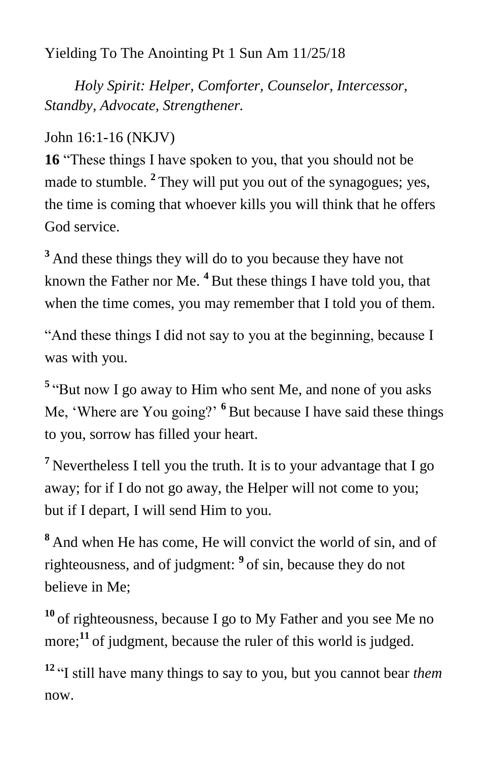Yielding To The Anointing Pt 1 Sun Am 11/25/18

*Holy Spirit: Helper, Comforter, Counselor, Intercessor, Standby, Advocate, Strengthener.*

John 16:1-16 (NKJV)

**16** "These things I have spoken to you, that you should not be made to stumble. [2] They will put you out of the synagogues; yes, the time is coming that whoever kills you will think that he offers God service.

[3] And these things they will do to you because they have not known the Father nor Me. [4] But these things I have told you, that when the time comes, you may remember that I told you of them.

"And these things I did not say to you at the beginning, because I was with you.

[5] "But now I go away to Him who sent Me, and none of you asks Me, 'Where are You going?' [6] But because I have said these things to you, sorrow has filled your heart.

[7] Nevertheless I tell you the truth. It is to your advantage that I go away; for if I do not go away, the Helper will not come to you; but if I depart, I will send Him to you.

[8] And when He has come, He will convict the world of sin, and of righteousness, and of judgment: [9] of sin, because they do not believe in Me;

[10] of righteousness, because I go to My Father and you see Me no more;[11] of judgment, because the ruler of this world is judged.

[12] "I still have many things to say to you, but you cannot bear *them* now.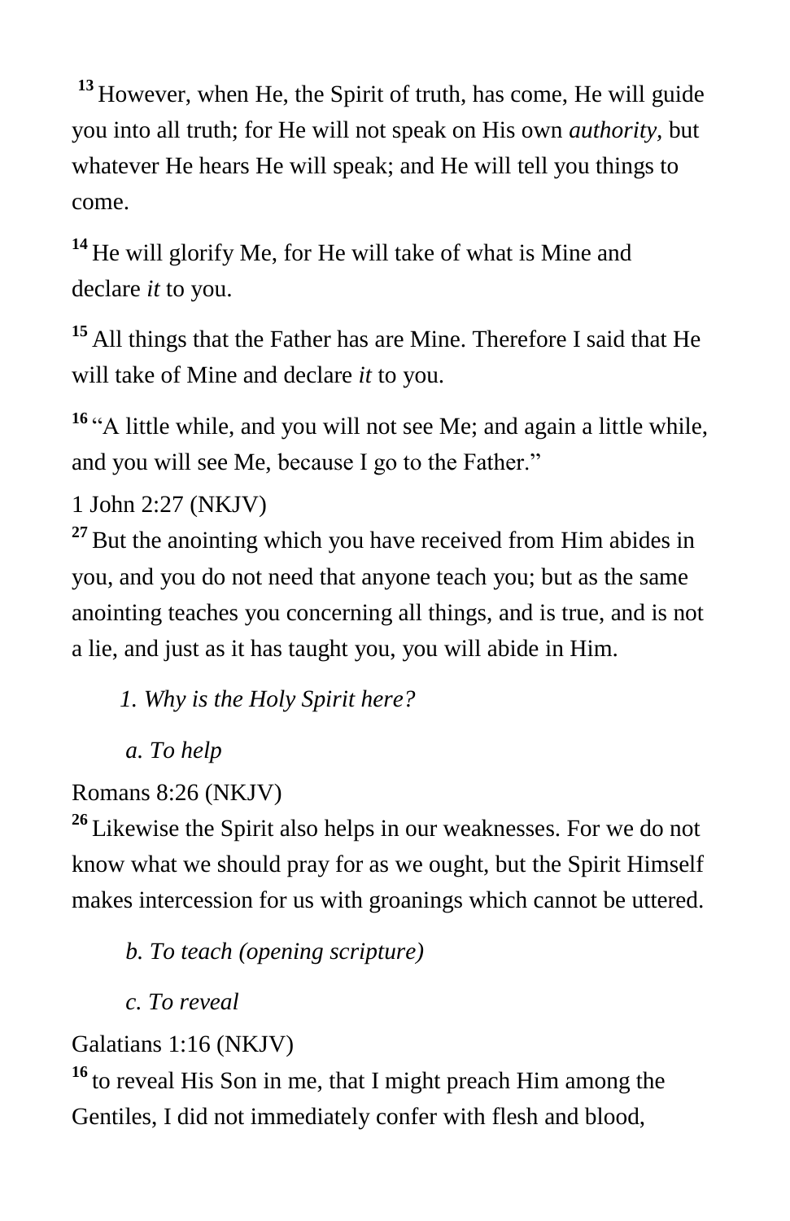[13] However, when He, the Spirit of truth, has come, He will guide you into all truth; for He will not speak on His own *authority*, but whatever He hears He will speak; and He will tell you things to come.

[14] He will glorify Me, for He will take of what is Mine and declare *it* to you.

[15] All things that the Father has are Mine. Therefore I said that He will take of Mine and declare *it* to you.

[16] "A little while, and you will not see Me; and again a little while, and you will see Me, because I go to the Father."

1 John 2:27 (NKJV)

[27] But the anointing which you have received from Him abides in you, and you do not need that anyone teach you; but as the same anointing teaches you concerning all things, and is true, and is not a lie, and just as it has taught you, you will abide in Him.

*1. Why is the Holy Spirit here?*

*a. To help*

Romans 8:26 (NKJV)

[26] Likewise the Spirit also helps in our weaknesses. For we do not know what we should pray for as we ought, but the Spirit Himself makes intercession for us with groanings which cannot be uttered.

*b. To teach (opening scripture)*

*c. To reveal*

Galatians 1:16 (NKJV)

[16] to reveal His Son in me, that I might preach Him among the Gentiles, I did not immediately confer with flesh and blood,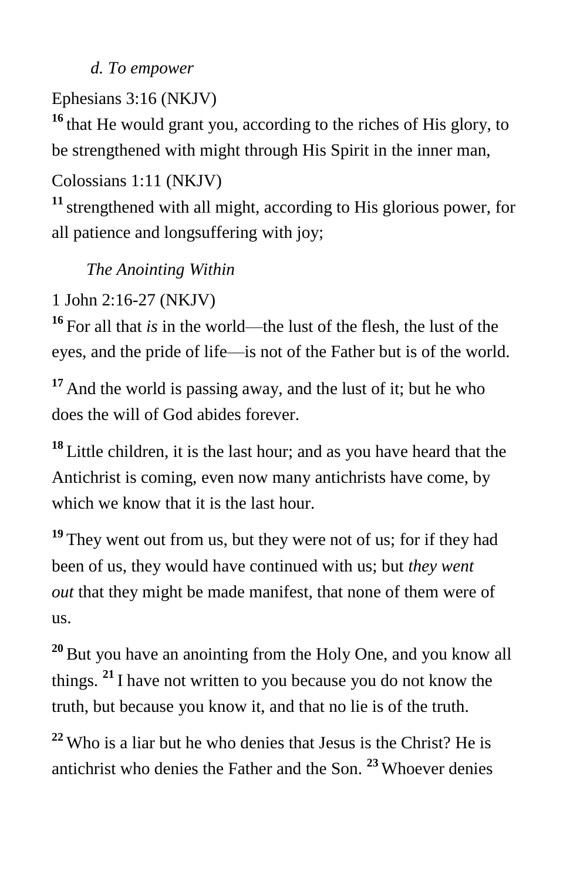*d. To empower*

Ephesians 3:16 (NKJV)

**16** that He would grant you, according to the riches of His glory, to be strengthened with might through His Spirit in the inner man,

Colossians 1:11 (NKJV)

**11** strengthened with all might, according to His glorious power, for all patience and longsuffering with joy;

*The Anointing Within*

1 John 2:16-27 (NKJV)

**16** For all that *is* in the world—the lust of the flesh, the lust of the eyes, and the pride of life—is not of the Father but is of the world.

**17** And the world is passing away, and the lust of it; but he who does the will of God abides forever.

**18** Little children, it is the last hour; and as you have heard that the Antichrist is coming, even now many antichrists have come, by which we know that it is the last hour.

**19** They went out from us, but they were not of us; for if they had been of us, they would have continued with us; but *they went out* that they might be made manifest, that none of them were of us.

**20** But you have an anointing from the Holy One, and you know all things. **21** I have not written to you because you do not know the truth, but because you know it, and that no lie is of the truth.

**22** Who is a liar but he who denies that Jesus is the Christ? He is antichrist who denies the Father and the Son. **23** Whoever denies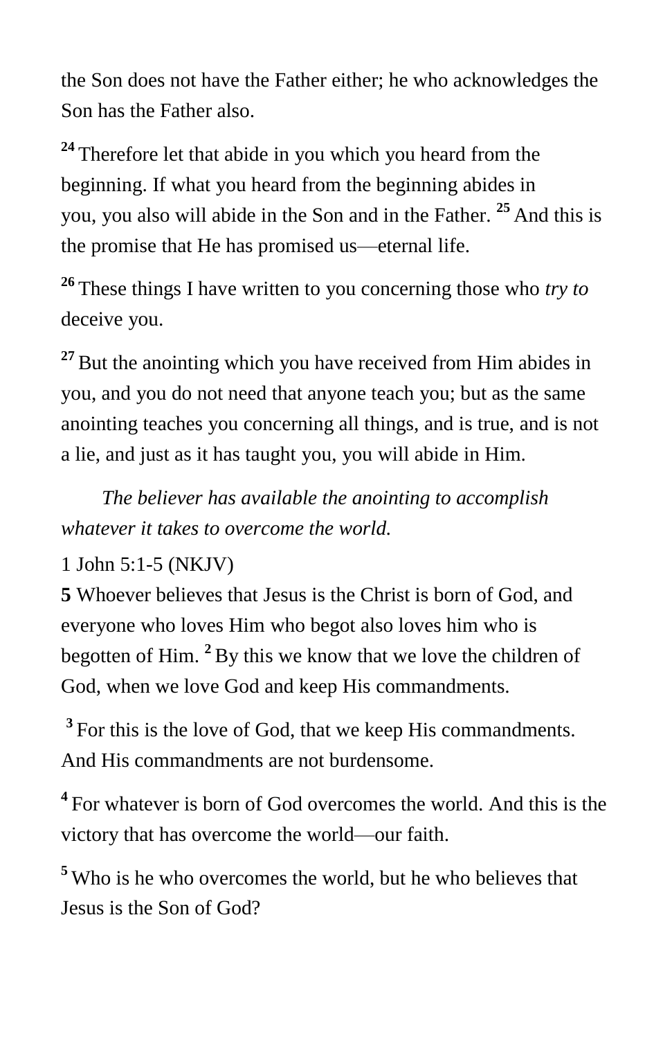the Son does not have the Father either; he who acknowledges the Son has the Father also.

[24] Therefore let that abide in you which you heard from the beginning. If what you heard from the beginning abides in you, you also will abide in the Son and in the Father. [25] And this is the promise that He has promised us—eternal life.

[26] These things I have written to you concerning those who *try to* deceive you.

[27] But the anointing which you have received from Him abides in you, and you do not need that anyone teach you; but as the same anointing teaches you concerning all things, and is true, and is not a lie, and just as it has taught you, you will abide in Him.

*The believer has available the anointing to accomplish whatever it takes to overcome the world.*

1 John 5:1-5 (NKJV)

**5** Whoever believes that Jesus is the Christ is born of God, and everyone who loves Him who begot also loves him who is begotten of Him. [2] By this we know that we love the children of God, when we love God and keep His commandments.

[3] For this is the love of God, that we keep His commandments. And His commandments are not burdensome.

[4] For whatever is born of God overcomes the world. And this is the victory that has overcome the world—our faith.

[5] Who is he who overcomes the world, but he who believes that Jesus is the Son of God?